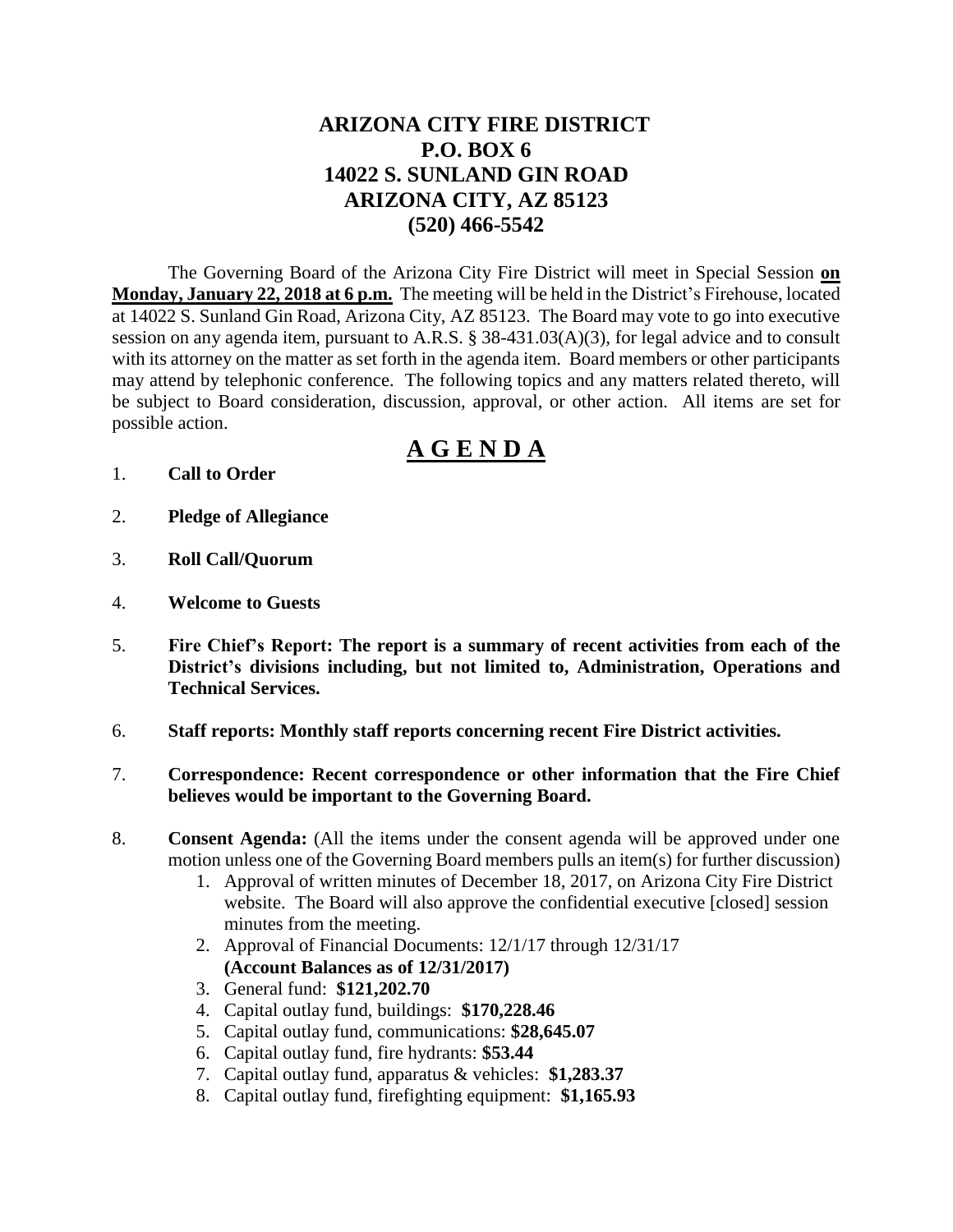# ARIZONA CITY FIRE DISTRICT
# P.O. BOX 6
# 14022 S. SUNLAND GIN ROAD
# ARIZONA CITY, AZ 85123
# (520) 466-5542

The Governing Board of the Arizona City Fire District will meet in Special Session **on Monday, January 22, 2018 at 6 p.m.** The meeting will be held in the District's Firehouse, located at 14022 S. Sunland Gin Road, Arizona City, AZ 85123. The Board may vote to go into executive session on any agenda item, pursuant to A.R.S. § 38-431.03(A)(3), for legal advice and to consult with its attorney on the matter as set forth in the agenda item. Board members or other participants may attend by telephonic conference. The following topics and any matters related thereto, will be subject to Board consideration, discussion, approval, or other action. All items are set for possible action.

## A G E N D A

1. **Call to Order**

2. **Pledge of Allegiance**

3. **Roll Call/Quorum**

4. **Welcome to Guests**

5. **Fire Chief's Report: The report is a summary of recent activities from each of the District's divisions including, but not limited to, Administration, Operations and Technical Services.**

6. **Staff reports: Monthly staff reports concerning recent Fire District activities.**

7. **Correspondence: Recent correspondence or other information that the Fire Chief believes would be important to the Governing Board.**

8. **Consent Agenda:** (All the items under the consent agenda will be approved under one motion unless one of the Governing Board members pulls an item(s) for further discussion)
   1. Approval of written minutes of December 18, 2017, on Arizona City Fire District website. The Board will also approve the confidential executive [closed] session minutes from the meeting.
   2. Approval of Financial Documents: 12/1/17 through 12/31/17 **(Account Balances as of 12/31/2017)**
   3. General fund: **$121,202.70**
   4. Capital outlay fund, buildings: **$170,228.46**
   5. Capital outlay fund, communications: **$28,645.07**
   6. Capital outlay fund, fire hydrants: **$53.44**
   7. Capital outlay fund, apparatus & vehicles: **$1,283.37**
   8. Capital outlay fund, firefighting equipment: **$1,165.93**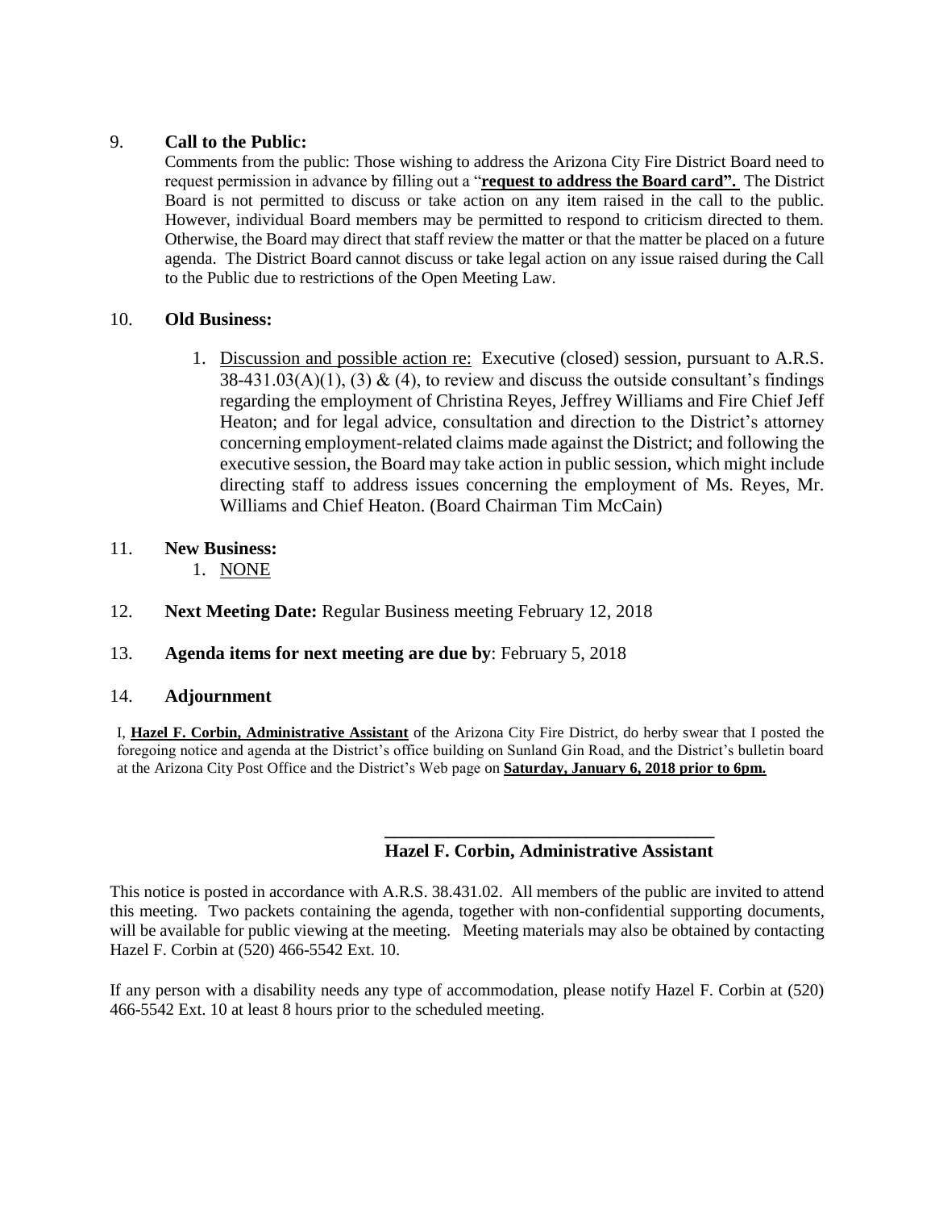9. **Call to the Public:**

   Comments from the public: Those wishing to address the Arizona City Fire District Board need to request permission in advance by filling out a "**request to address the Board card".** The District Board is not permitted to discuss or take action on any item raised in the call to the public. However, individual Board members may be permitted to respond to criticism directed to them. Otherwise, the Board may direct that staff review the matter or that the matter be placed on a future agenda. The District Board cannot discuss or take legal action on any issue raised during the Call to the Public due to restrictions of the Open Meeting Law.

10. **Old Business:**

    1. Discussion and possible action re: Executive (closed) session, pursuant to A.R.S. 38-431.03(A)(1), (3) & (4), to review and discuss the outside consultant's findings regarding the employment of Christina Reyes, Jeffrey Williams and Fire Chief Jeff Heaton; and for legal advice, consultation and direction to the District's attorney concerning employment-related claims made against the District; and following the executive session, the Board may take action in public session, which might include directing staff to address issues concerning the employment of Ms. Reyes, Mr. Williams and Chief Heaton. (Board Chairman Tim McCain)

11. **New Business:**

    1. NONE

12. **Next Meeting Date:** Regular Business meeting February 12, 2018

13. **Agenda items for next meeting are due by**: February 5, 2018

14. **Adjournment**

I, **Hazel F. Corbin, Administrative Assistant** of the Arizona City Fire District, do herby swear that I posted the foregoing notice and agenda at the District's office building on Sunland Gin Road, and the District's bulletin board at the Arizona City Post Office and the District's Web page on **Saturday, January 6, 2018 prior to 6pm.**

\_\_\_\_\_\_\_\_\_\_\_\_\_\_\_\_\_\_\_\_\_\_\_\_\_\_\_\_\_\_\_\_\_\_\_\_

**Hazel F. Corbin, Administrative Assistant**

This notice is posted in accordance with A.R.S. 38.431.02. All members of the public are invited to attend this meeting. Two packets containing the agenda, together with non-confidential supporting documents, will be available for public viewing at the meeting. Meeting materials may also be obtained by contacting Hazel F. Corbin at (520) 466-5542 Ext. 10.

If any person with a disability needs any type of accommodation, please notify Hazel F. Corbin at (520) 466-5542 Ext. 10 at least 8 hours prior to the scheduled meeting.